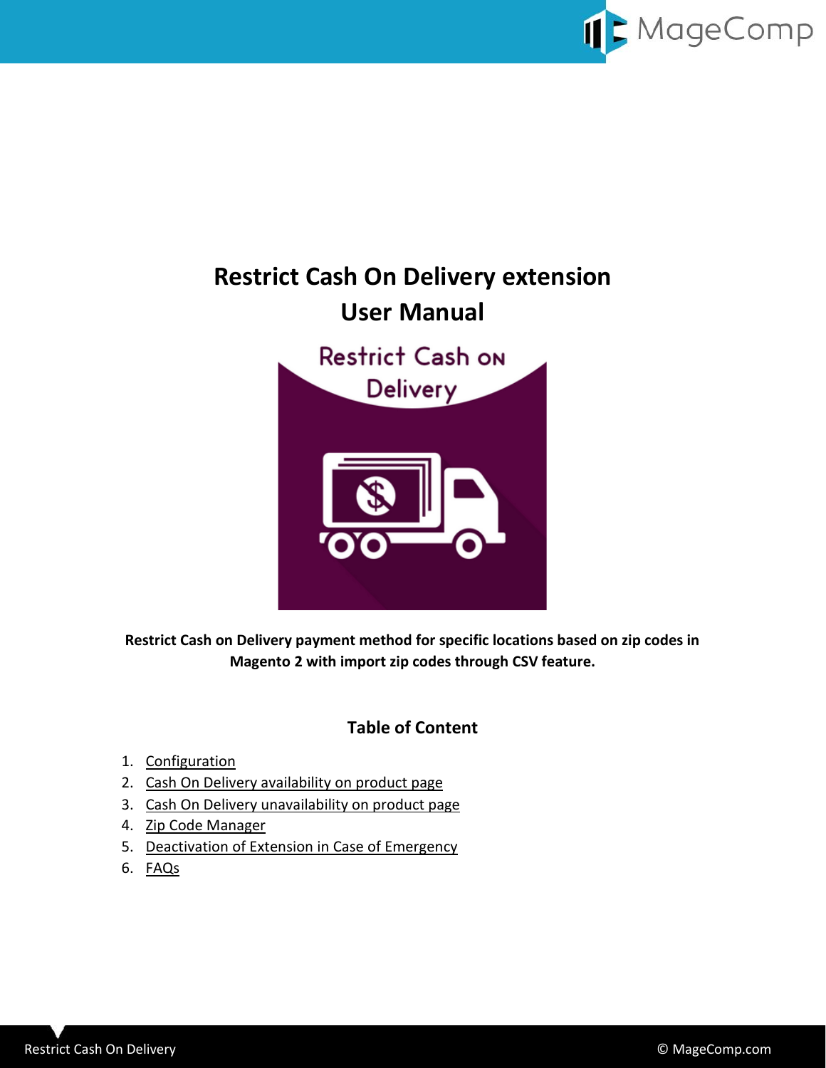# Restrict Cash On Delivery extension

# User Manual

**Restrict Cash on Delivery payment method for specific locations based on zip codes in Magento 2 with import zip codes through CSV feature.**

## Table of Content

1. Configuration
2. Cash On Delivery availability on product page
3. Cash On Delivery unavailability on product page
4. Zip Code Manager
5. Deactivation of Extension in Case of Emergency
6. FAQs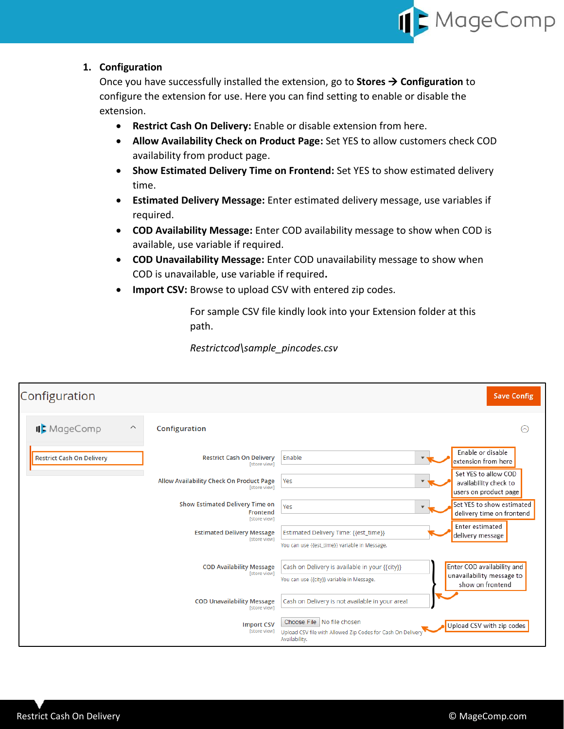1. **Configuration**

   Once you have successfully installed the extension, go to **Stores → Configuration** to configure the extension for use. Here you can find setting to enable or disable the extension.

   - **Restrict Cash On Delivery:** Enable or disable extension from here.
   - **Allow Availability Check on Product Page:** Set YES to allow customers check COD availability from product page.
   - **Show Estimated Delivery Time on Frontend:** Set YES to show estimated delivery time.
   - **Estimated Delivery Message:** Enter estimated delivery message, use variables if required.
   - **COD Availability Message:** Enter COD availability message to show when COD is available, use variable if required.
   - **COD Unavailability Message:** Enter COD unavailability message to show when COD is unavailable, use variable if required.
   - **Import CSV:** Browse to upload CSV with entered zip codes.

     For sample CSV file kindly look into your Extension folder at this path.

     *Restrictcod\sample_pincodes.csv*

Configuration

Save Config

MageComp

Restrict Cash On Delivery

Configuration

Restrict Cash On Delivery [store view] Enable — Enable or disable extension from here

Allow Availability Check On Product Page [store view] Yes — Set YES to allow COD availability check to users on product page

Show Estimated Delivery Time on Frontend [store view] Yes — Set YES to show estimated delivery time on frontend

Estimated Delivery Message [store view] Estimated Delivery Time: {{est_time}} — Enter estimated delivery message

You can use {{est_time}} variable in Message.

COD Availability Message [store view] Cash on Delivery is available in your {{city}}

You can use {{city}} variable in Message.

COD Unavailability Message [store view] Cash on Delivery is not available in your area! — Enter COD availability and unavailability message to show on frontend

Import CSV [store view] Choose File No file chosen — Upload CSV with zip codes

Upload CSV file with Allowed Zip Codes for Cash On Delivery Availability.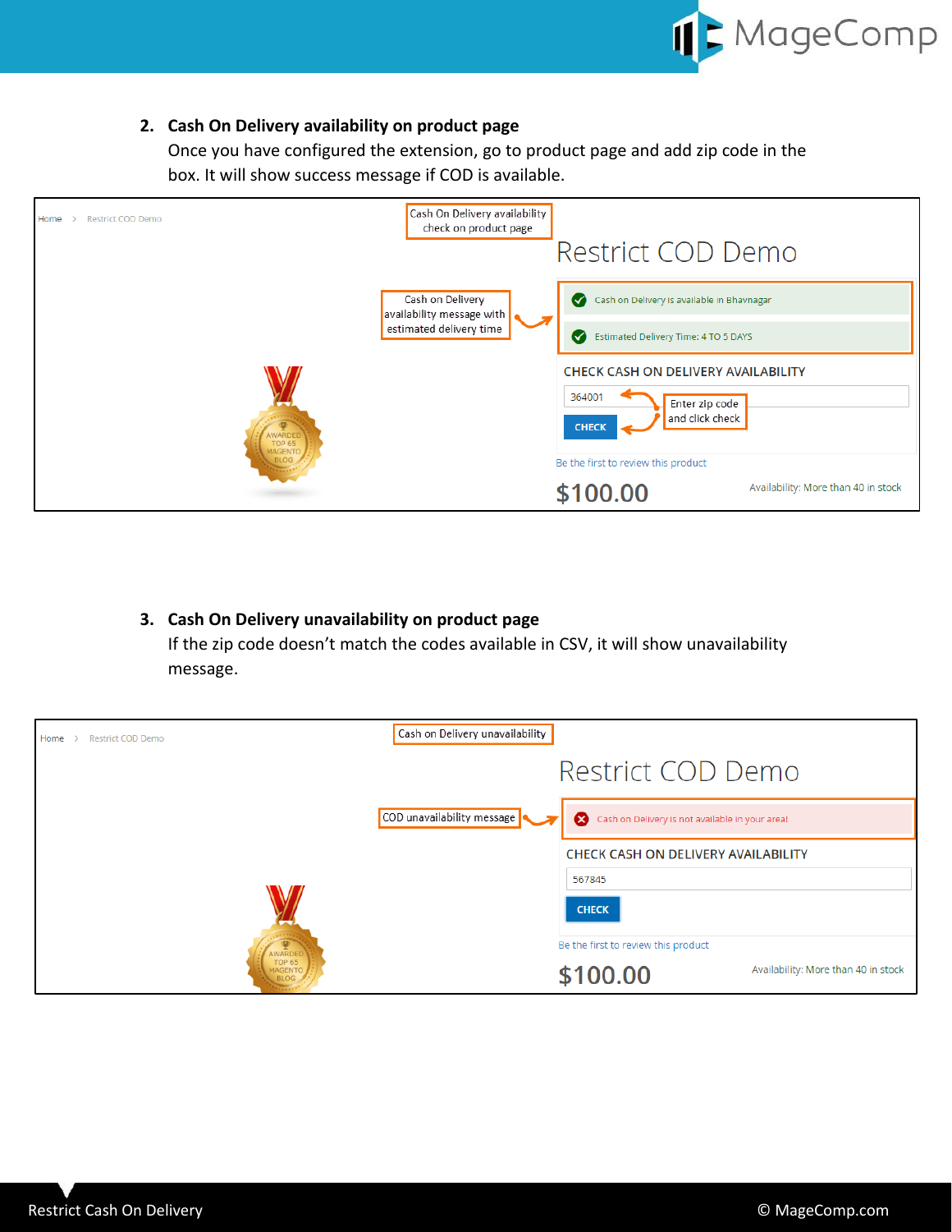2. **Cash On Delivery availability on product page**

   Once you have configured the extension, go to product page and add zip code in the box. It will show success message if COD is available.

Home > Restrict COD Demo

Cash On Delivery availability check on product page

Restrict COD Demo

Cash on Delivery availability message with estimated delivery time

Cash on Delivery is available in Bhavnagar

Estimated Delivery Time: 4 TO 5 DAYS

CHECK CASH ON DELIVERY AVAILABILITY

364001

Enter zip code and click check

CHECK

AWARDED TOP 65 MAGENTO BLOG

Be the first to review this product

$100.00

Availability: More than 40 in stock

3. **Cash On Delivery unavailability on product page**

   If the zip code doesn't match the codes available in CSV, it will show unavailability message.

Home > Restrict COD Demo

Cash on Delivery unavailability

Restrict COD Demo

COD unavailability message

Cash on Delivery is not available in your area!

CHECK CASH ON DELIVERY AVAILABILITY

567845

CHECK

AWARDED TOP 65 MAGENTO BLOG

Be the first to review this product

$100.00

Availability: More than 40 in stock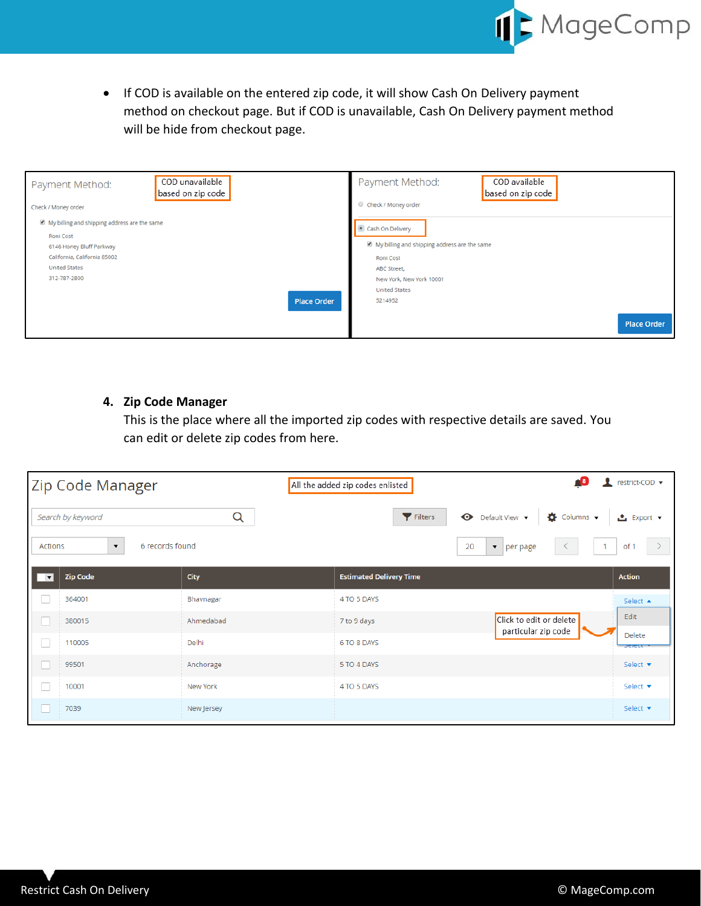- If COD is available on the entered zip code, it will show Cash On Delivery payment method on checkout page. But if COD is unavailable, Cash On Delivery payment method will be hide from checkout page.

Payment Method: COD unavailable based on zip code

Check / Money order

My billing and shipping address are the same

Roni Cost
6146 Honey Bluff Parkway
California, California 85002
United States
312-787-2800

Place Order

Payment Method: COD available based on zip code

Check / Money order

Cash On Delivery

My billing and shipping address are the same

Roni Cost
ABC Street,
New York, New York 10001
United States
5214952

Place Order

4. **Zip Code Manager**

This is the place where all the imported zip codes with respective details are saved. You can edit or delete zip codes from here.

Zip Code Manager — All the added zip codes enlisted

Search by keyword | Filters | Default View | Columns | Export

Actions | 6 records found | 20 per page | 1 of 1

| Zip Code | City | Estimated Delivery Time | Action |
|---|---|---|---|
| 364001 | Bhavnagar | 4 TO 5 DAYS | Select |
| 380015 | Ahmedabad | 7 to 9 days | Edit / Delete |
| 110005 | Delhi | 6 TO 8 DAYS | Select |
| 99501 | Anchorage | 5 TO 4 DAYS | Select |
| 10001 | New York | 4 TO 5 DAYS | Select |
| 7039 | New Jersey | | Select |

Click to edit or delete particular zip code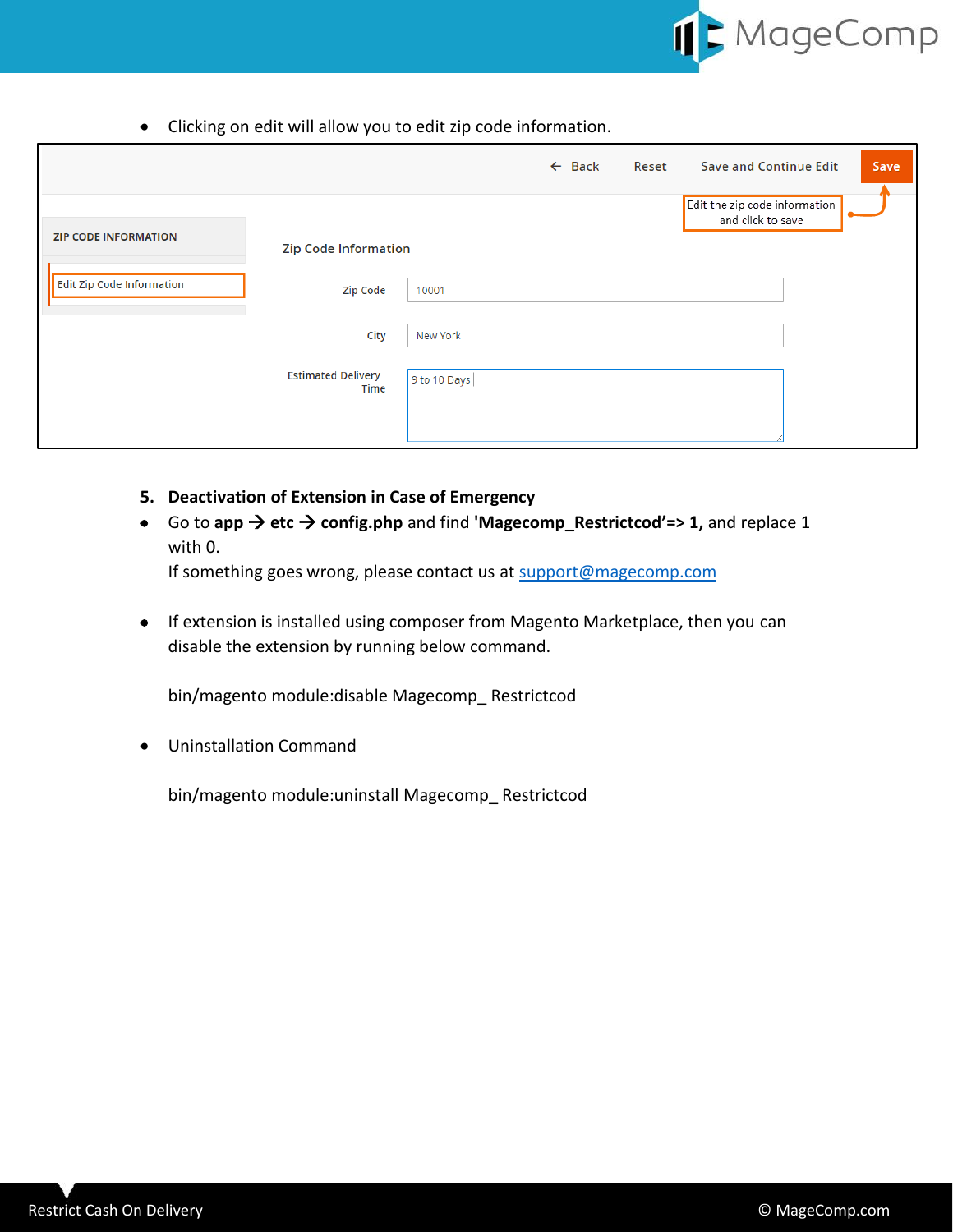- Clicking on edit will allow you to edit zip code information.

5. **Deactivation of Extension in Case of Emergency**

- Go to **app → etc → config.php** and find **'Magecomp_Restrictcod'=> 1,** and replace 1 with 0.
  If something goes wrong, please contact us at support@magecomp.com

- If extension is installed using composer from Magento Marketplace, then you can disable the extension by running below command.

  bin/magento module:disable Magecomp_ Restrictcod

- Uninstallation Command

  bin/magento module:uninstall Magecomp_ Restrictcod